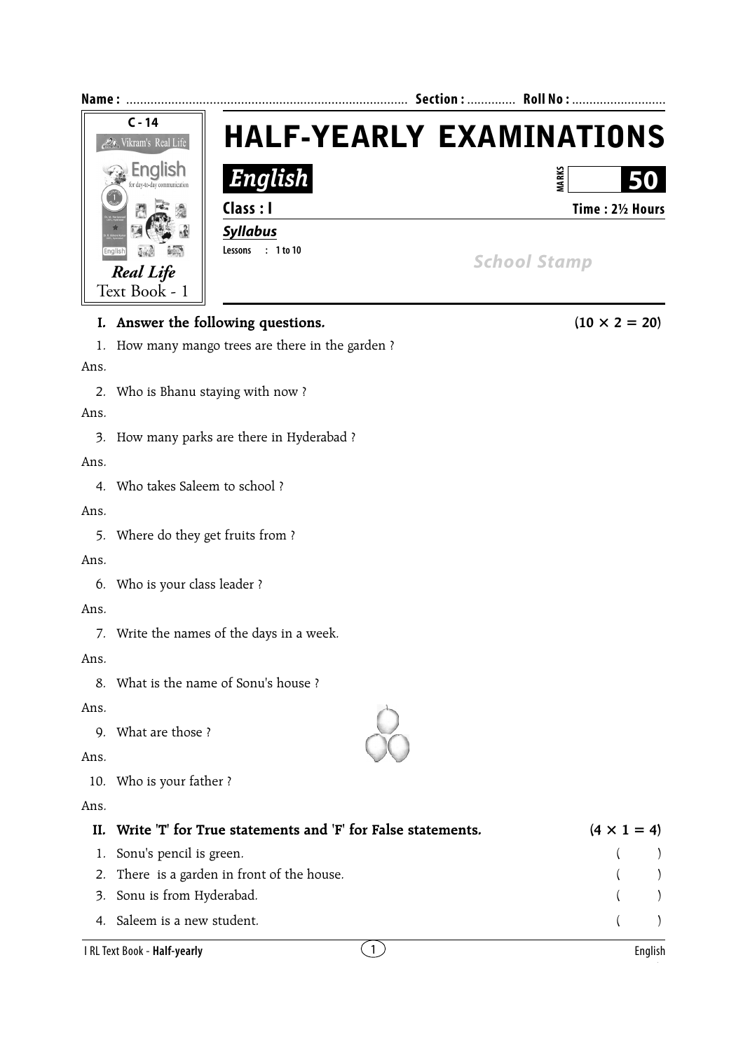**Name :** ................................................................................ **Section :** ............. **Roll No :** ...........................

C - 14
Vikram's Real Life
English for day-to-day communication
*Real Life*
Text Book - 1

# HALF-YEARLY EXAMINATIONS

## *English*

**MARKS 50**

**Class : I** **Time : 2½ Hours**

***Syllabus***

**Lessons : 1 to 10**

*School Stamp*

### I. Answer the following questions. (10 × 2 = 20)

1. How many mango trees are there in the garden ?

Ans.

2. Who is Bhanu staying with now ?

Ans.

3. How many parks are there in Hyderabad ?

Ans.

4. Who takes Saleem to school ?

Ans.

5. Where do they get fruits from ?

Ans.

6. Who is your class leader ?

Ans.

7. Write the names of the days in a week.

Ans.

8. What is the name of Sonu's house ?

Ans.

9. What are those ?

Ans.

10. Who is your father ?

Ans.

### II. Write 'T' for True statements and 'F' for False statements. (4 × 1 = 4)

1. Sonu's pencil is green. ( )
2. There is a garden in front of the house. ( )
3. Sonu is from Hyderabad. ( )
4. Saleem is a new student. ( )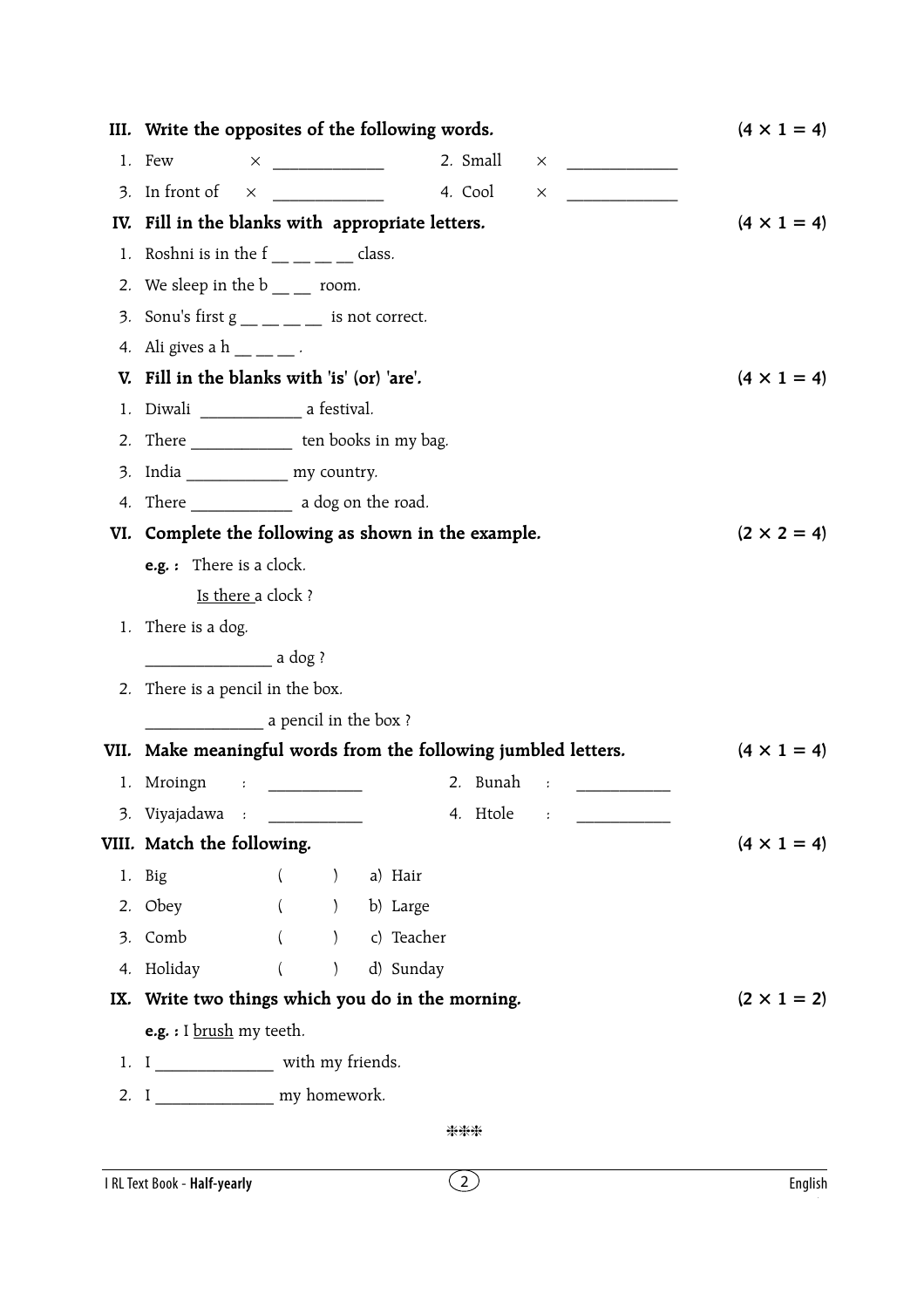**III. Write the opposites of the following words.** **(4 × 1 = 4)**

1. Few × ____________ 2. Small × ____________
3. In front of × ____________ 4. Cool × ____________

**IV. Fill in the blanks with appropriate letters.** **(4 × 1 = 4)**

1. Roshni is in the f __ __ __ __ class.
2. We sleep in the b __ __ room.
3. Sonu's first g __ __ __ __ is not correct.
4. Ali gives a h __ __ __ .

**V. Fill in the blanks with 'is' (or) 'are'.** **(4 × 1 = 4)**

1. Diwali ___________ a festival.
2. There ___________ ten books in my bag.
3. India ___________ my country.
4. There ___________ a dog on the road.

**VI. Complete the following as shown in the example.** **(2 × 2 = 4)**

**e.g. :** There is a clock.

<u>Is there</u> a clock ?

1. There is a dog.

   _____________ a dog ?

2. There is a pencil in the box.

   _____________ a pencil in the box ?

**VII. Make meaningful words from the following jumbled letters.** **(4 × 1 = 4)**

1. Mroingn : ___________ 2. Bunah : ___________
3. Viyajadawa : ___________ 4. Htole : ___________

**VIII. Match the following.** **(4 × 1 = 4)**

1. Big ( ) a) Hair
2. Obey ( ) b) Large
3. Comb ( ) c) Teacher
4. Holiday ( ) d) Sunday

**IX. Write two things which you do in the morning.** **(2 × 1 = 2)**

**e.g. :** I <u>brush</u> my teeth.

1. I _____________ with my friends.
2. I _____________ my homework.

***